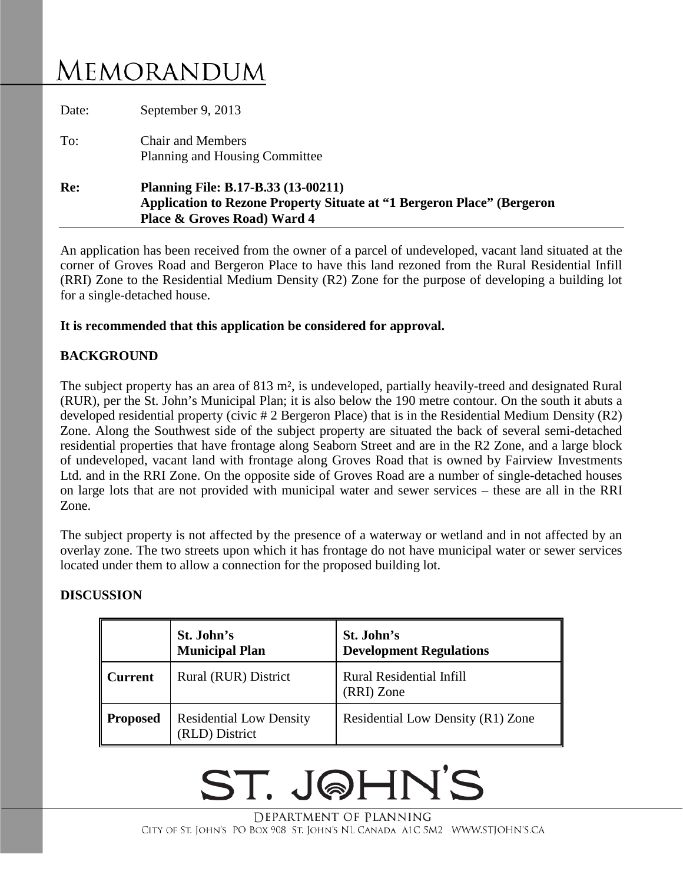# Memorandum

Date: September 9, 2013

To: Chair and Members
Planning and Housing Committee

**Re: Planning File: B.17-B.33 (13-00211)**
**Application to Rezone Property Situate at "1 Bergeron Place" (Bergeron Place & Groves Road) Ward 4**

An application has been received from the owner of a parcel of undeveloped, vacant land situated at the corner of Groves Road and Bergeron Place to have this land rezoned from the Rural Residential Infill (RRI) Zone to the Residential Medium Density (R2) Zone for the purpose of developing a building lot for a single-detached house.

**It is recommended that this application be considered for approval.**

## BACKGROUND

The subject property has an area of 813 m², is undeveloped, partially heavily-treed and designated Rural (RUR), per the St. John's Municipal Plan; it is also below the 190 metre contour. On the south it abuts a developed residential property (civic # 2 Bergeron Place) that is in the Residential Medium Density (R2) Zone. Along the Southwest side of the subject property are situated the back of several semi-detached residential properties that have frontage along Seaborn Street and are in the R2 Zone, and a large block of undeveloped, vacant land with frontage along Groves Road that is owned by Fairview Investments Ltd. and in the RRI Zone. On the opposite side of Groves Road are a number of single-detached houses on large lots that are not provided with municipal water and sewer services – these are all in the RRI Zone.

The subject property is not affected by the presence of a waterway or wetland and in not affected by an overlay zone. The two streets upon which it has frontage do not have municipal water or sewer services located under them to allow a connection for the proposed building lot.

## DISCUSSION

| | St. John's Municipal Plan | St. John's Development Regulations |
|---|---|---|
| **Current** | Rural (RUR) District | Rural Residential Infill (RRI) Zone |
| **Proposed** | Residential Low Density (RLD) District | Residential Low Density (R1) Zone |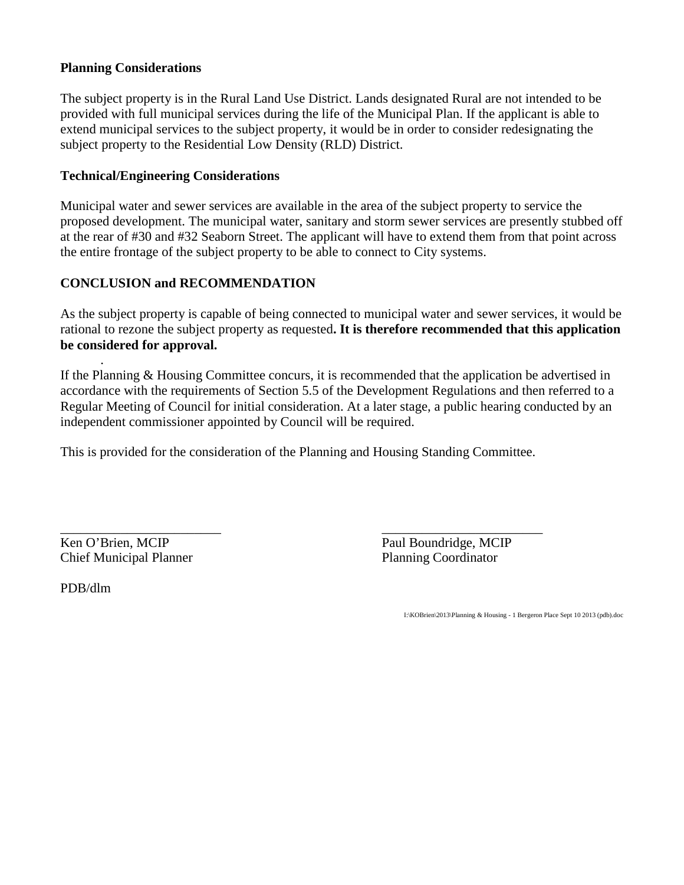**Planning Considerations**

The subject property is in the Rural Land Use District. Lands designated Rural are not intended to be provided with full municipal services during the life of the Municipal Plan. If the applicant is able to extend municipal services to the subject property, it would be in order to consider redesignating the subject property to the Residential Low Density (RLD) District.

**Technical/Engineering Considerations**

Municipal water and sewer services are available in the area of the subject property to service the proposed development. The municipal water, sanitary and storm sewer services are presently stubbed off at the rear of #30 and #32 Seaborn Street. The applicant will have to extend them from that point across the entire frontage of the subject property to be able to connect to City systems.

**CONCLUSION and RECOMMENDATION**

As the subject property is capable of being connected to municipal water and sewer services, it would be rational to rezone the subject property as requested**. It is therefore recommended that this application be considered for approval.**

If the Planning & Housing Committee concurs, it is recommended that the application be advertised in accordance with the requirements of Section 5.5 of the Development Regulations and then referred to a Regular Meeting of Council for initial consideration. At a later stage, a public hearing conducted by an independent commissioner appointed by Council will be required.

This is provided for the consideration of the Planning and Housing Standing Committee.

\_\_\_\_\_\_\_\_\_\_\_\_\_\_\_\_\_\_\_\_\_\_\_\_
Ken O'Brien, MCIP
Chief Municipal Planner

\_\_\_\_\_\_\_\_\_\_\_\_\_\_\_\_\_\_\_\_\_\_\_\_
Paul Boundridge, MCIP
Planning Coordinator

PDB/dlm

I:\KOBrien\2013\Planning & Housing - 1 Bergeron Place Sept 10 2013 (pdb).doc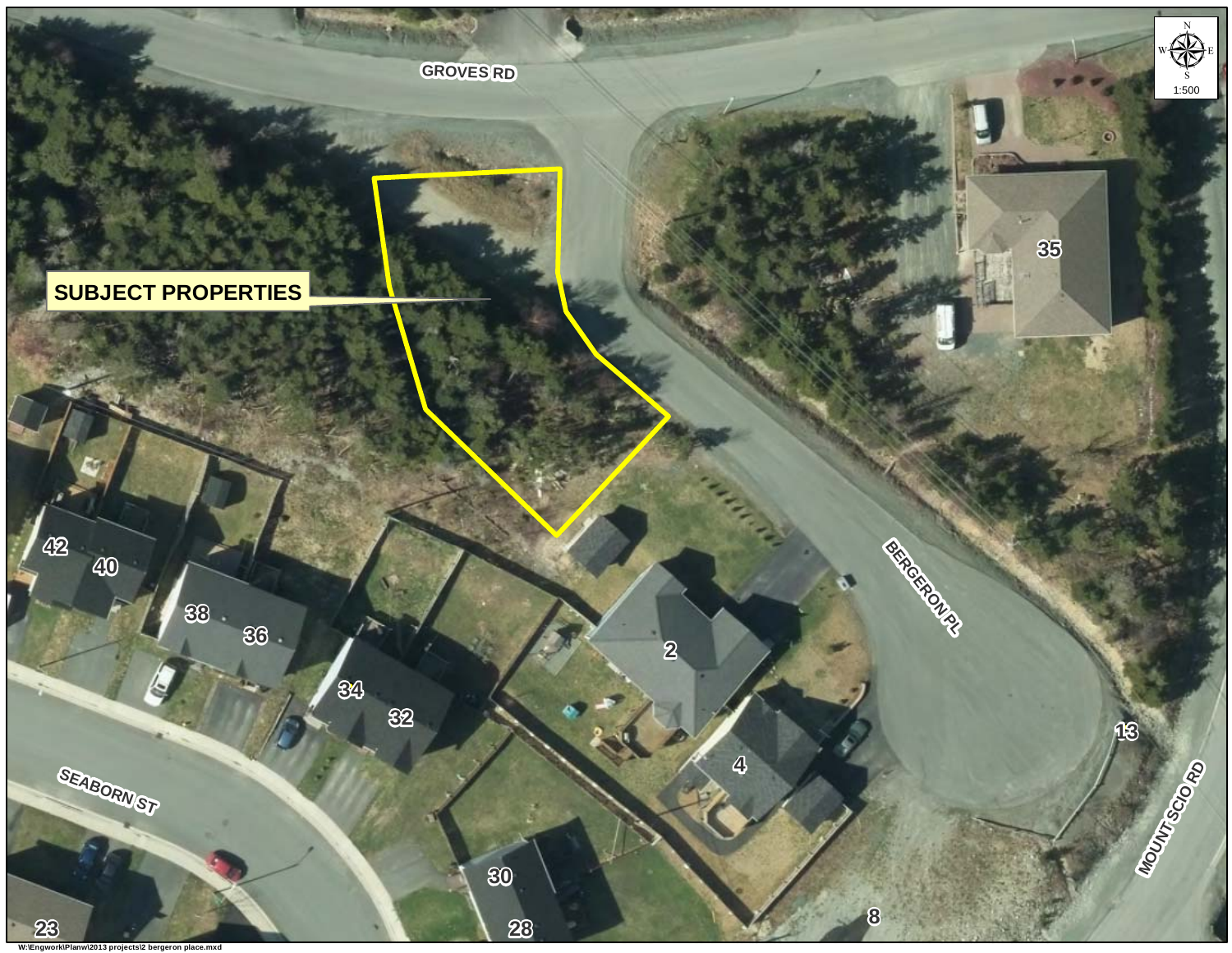SUBJECT PROPERTIES

GROVES RD

BERGERON PL

SEABORN ST

MOUNT SCIO RD

35

42

40

38

36

34

32

2

4

13

30

28

23

8

N

W

E

S

1:500

W:\Engwork\Planw\2013 projects\2 bergeron place.mxd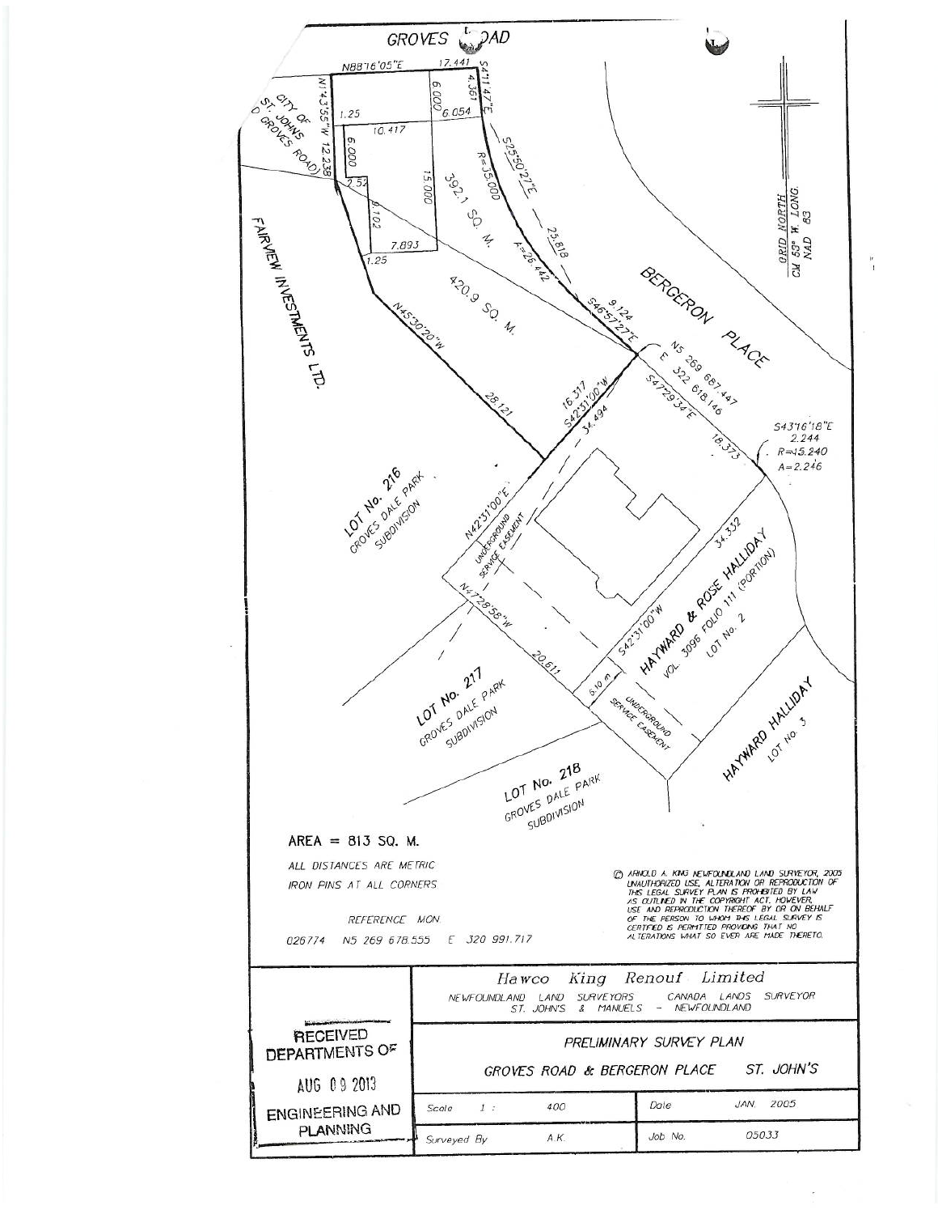GROVES ROAD

N88°16'05"E 17.441

S4°11'47"E 4.361

N14°35'55"W 12.238

CITY OF ST. JOHN'S (GROVES ROAD)

1.25

10.417

6.000

6.054

6.000

2.52

15.000

9.102

7.893

1.25

S25°50'27"E 25.818

R=35.000

A=26.442

392.1 SQ. M.

420.9 SQ. M.

S46°57'27"E 9.124

N45°30'20"W 28.121

16.317

S42°31'00"W 34.494

N5 269 687.447
E 322 618.146

S47°29'34"E 18.373

S43°16'18"E
2.244
R=15.240
A=2.246

BERGERON PLACE

GRID NORTH
CM 53° W. LONG.
NAD 83

FAIRVIEW INVESTMENTS LTD.

LOT No. 216
GROVES DALE PARK SUBDIVISION

N42°31'00"E

UNDERGROUND SERVICE EASEMENT

N47°28'58"W 20.611

34.332

S42°31'00"W

HAYWARD & ROSE HALLIDAY
VOL. 3096 FOLIO 111 (PORTION)
LOT No. 2

6.10 m

UNDERGROUND SERVICE EASEMENT

LOT No. 217
GROVES DALE PARK SUBDIVISION

LOT No. 218
GROVES DALE PARK SUBDIVISION

HAYWARD HALLIDAY
LOT No. 3

AREA = 813 SQ. M.

ALL DISTANCES ARE METRIC

IRON PINS AT ALL CORNERS

REFERENCE MON.

026774 N5 269 678.555 E 320 991.717

© ARNOLD A. KING NEWFOUNDLAND LAND SURVEYOR, 2005
UNAUTHORIZED USE, ALTERATION OR REPRODUCTION OF THIS LEGAL SURVEY PLAN IS PROHIBITED BY LAW AS OUTLINED IN THE COPYRIGHT ACT. HOWEVER, USE AND REPRODUCTION THEREOF BY OR ON BEHALF OF THE PERSON TO WHOM THIS LEGAL SURVEY IS CERTIFIED IS PERMITTED PROVIDING THAT NO ALTERATIONS WHAT SO EVER ARE MADE THERETO.

RECEIVED
DEPARTMENTS OF
AUG 09 2013
ENGINEERING AND PLANNING

| | | | |
|---|---|---|---|
| **Hawco King Renouf Limited**<br>NEWFOUNDLAND LAND SURVEYORS — CANADA LANDS SURVEYOR<br>ST. JOHN'S & MANUELS - NEWFOUNDLAND | | | |
| PRELIMINARY SURVEY PLAN<br>GROVES ROAD & BERGERON PLACE — ST. JOHN'S | | | |
| Scale | 1 : 400 | Date | JAN. 2005 |
| Surveyed By | A.K. | Job No. | 05033 |